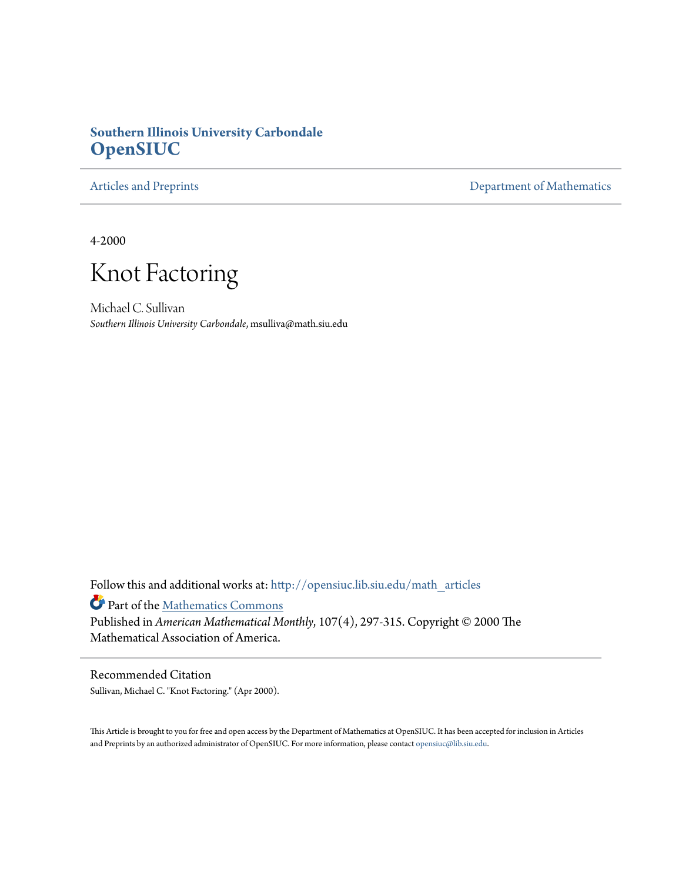**Southern Illinois University Carbondale**
**OpenSIUC**

Articles and Preprints | Department of Mathematics

4-2000

# Knot Factoring

Michael C. Sullivan
*Southern Illinois University Carbondale*, msulliva@math.siu.edu

Follow this and additional works at: http://opensiuc.lib.siu.edu/math_articles

Part of the Mathematics Commons

Published in *American Mathematical Monthly*, 107(4), 297-315. Copyright © 2000 The Mathematical Association of America.

## Recommended Citation

Sullivan, Michael C. "Knot Factoring." (Apr 2000).

This Article is brought to you for free and open access by the Department of Mathematics at OpenSIUC. It has been accepted for inclusion in Articles and Preprints by an authorized administrator of OpenSIUC. For more information, please contact opensiuc@lib.siu.edu.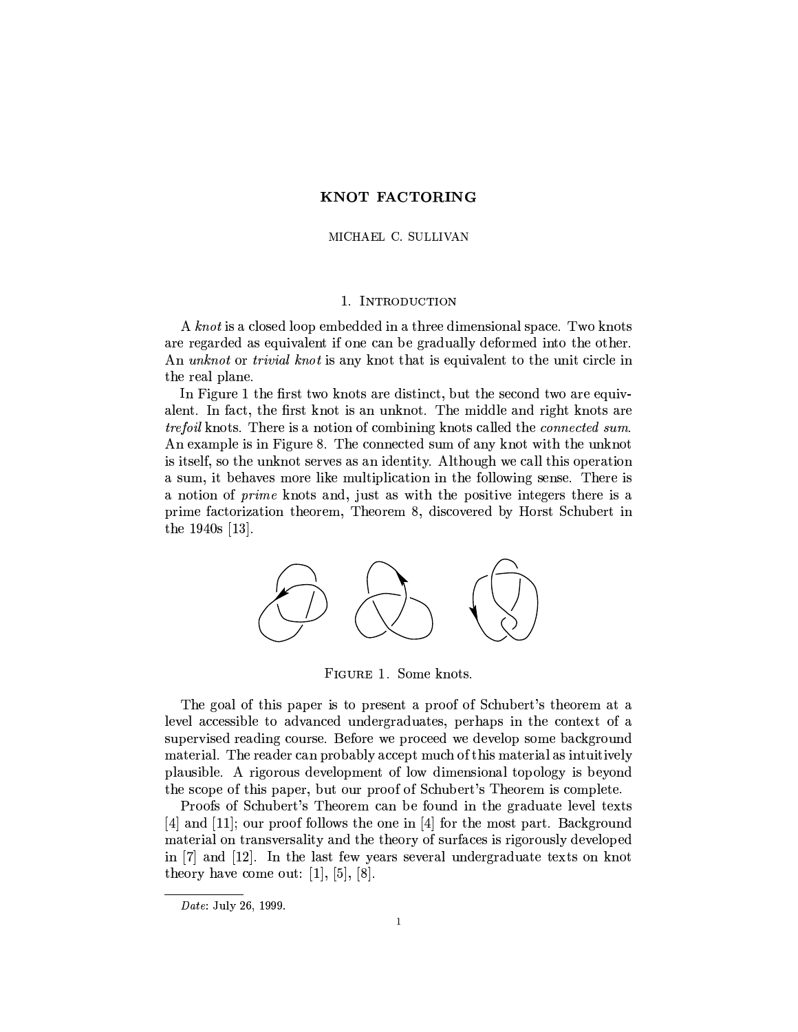# KNOT FACTORING

MICHAEL C. SULLIVAN

## 1. Introduction

A *knot* is a closed loop embedded in a three dimensional space. Two knots are regarded as equivalent if one can be gradually deformed into the other. An *unknot* or *trivial knot* is any knot that is equivalent to the unit circle in the real plane.

In Figure 1 the first two knots are distinct, but the second two are equivalent. In fact, the first knot is an unknot. The middle and right knots are *trefoil* knots. There is a notion of combining knots called the *connected sum*. An example is in Figure 8. The connected sum of any knot with the unknot is itself, so the unknot serves as an identity. Although we call this operation a sum, it behaves more like multiplication in the following sense. There is a notion of *prime* knots and, just as with the positive integers there is a prime factorization theorem, Theorem 8, discovered by Horst Schubert in the 1940s [13].

Figure 1. Some knots.

The goal of this paper is to present a proof of Schubert's theorem at a level accessible to advanced undergraduates, perhaps in the context of a supervised reading course. Before we proceed we develop some background material. The reader can probably accept much of this material as intuitively plausible. A rigorous development of low dimensional topology is beyond the scope of this paper, but our proof of Schubert's Theorem is complete.

Proofs of Schubert's Theorem can be found in the graduate level texts [4] and [11]; our proof follows the one in [4] for the most part. Background material on transversality and the theory of surfaces is rigorously developed in [7] and [12]. In the last few years several undergraduate texts on knot theory have come out: [1], [5], [8].

*Date*: July 26, 1999.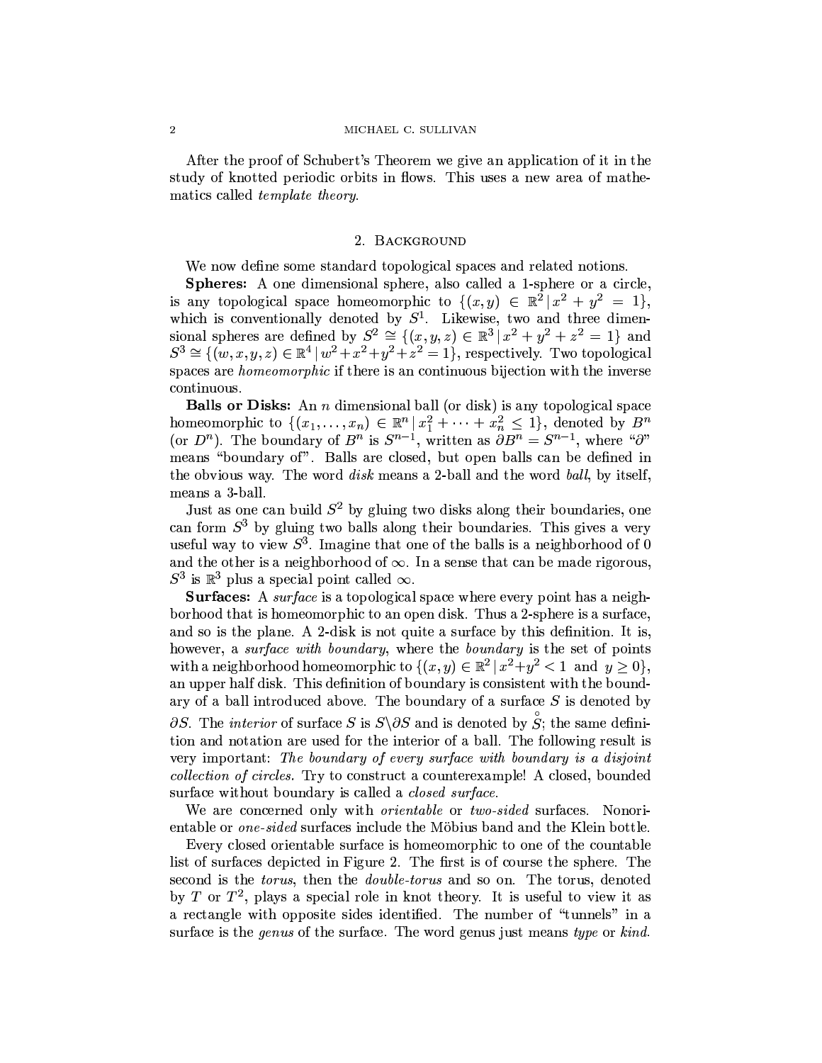After the proof of Schubert's Theorem we give an application of it in the study of knotted periodic orbits in flows. This uses a new area of mathematics called *template theory*.

## 2. Background

We now define some standard topological spaces and related notions.

**Spheres:** A one dimensional sphere, also called a 1-sphere or a circle, is any topological space homeomorphic to $\{(x,y) \in \mathbb{R}^2 \,|\, x^2 + y^2 = 1\}$, which is conventionally denoted by $S^1$. Likewise, two and three dimensional spheres are defined by $S^2 \cong \{(x,y,z) \in \mathbb{R}^3 \,|\, x^2 + y^2 + z^2 = 1\}$ and $S^3 \cong \{(w,x,y,z) \in \mathbb{R}^4 \,|\, w^2 + x^2 + y^2 + z^2 = 1\}$, respectively. Two topological spaces are *homeomorphic* if there is an continuous bijection with the inverse continuous.

**Balls or Disks:** An $n$ dimensional ball (or disk) is any topological space homeomorphic to $\{(x_1, \ldots, x_n) \in \mathbb{R}^n \,|\, x_1^2 + \cdots + x_n^2 \leq 1\}$, denoted by $B^n$ (or $D^n$). The boundary of $B^n$ is $S^{n-1}$, written as $\partial B^n = S^{n-1}$, where "$\partial$" means "boundary of". Balls are closed, but open balls can be defined in the obvious way. The word *disk* means a 2-ball and the word *ball*, by itself, means a 3-ball.

Just as one can build $S^2$ by gluing two disks along their boundaries, one can form $S^3$ by gluing two balls along their boundaries. This gives a very useful way to view $S^3$. Imagine that one of the balls is a neighborhood of 0 and the other is a neighborhood of $\infty$. In a sense that can be made rigorous, $S^3$ is $\mathbb{R}^3$ plus a special point called $\infty$.

**Surfaces:** A *surface* is a topological space where every point has a neighborhood that is homeomorphic to an open disk. Thus a 2-sphere is a surface, and so is the plane. A 2-disk is not quite a surface by this definition. It is, however, a *surface with boundary*, where the *boundary* is the set of points with a neighborhood homeomorphic to $\{(x,y) \in \mathbb{R}^2 \,|\, x^2 + y^2 < 1 \text{ and } y \geq 0\}$, an upper half disk. This definition of boundary is consistent with the boundary of a ball introduced above. The boundary of a surface $S$ is denoted by $\partial S$. The *interior* of surface $S$ is $S \backslash \partial S$ and is denoted by $\mathring{S}$; the same definition and notation are used for the interior of a ball. The following result is very important: *The boundary of every surface with boundary is a disjoint collection of circles.* Try to construct a counterexample! A closed, bounded surface without boundary is called a *closed surface*.

We are concerned only with *orientable* or *two-sided* surfaces. Nonorientable or *one-sided* surfaces include the Möbius band and the Klein bottle.

Every closed orientable surface is homeomorphic to one of the countable list of surfaces depicted in Figure 2. The first is of course the sphere. The second is the *torus*, then the *double-torus* and so on. The torus, denoted by $T$ or $T^2$, plays a special role in knot theory. It is useful to view it as a rectangle with opposite sides identified. The number of "tunnels" in a surface is the *genus* of the surface. The word genus just means *type* or *kind*.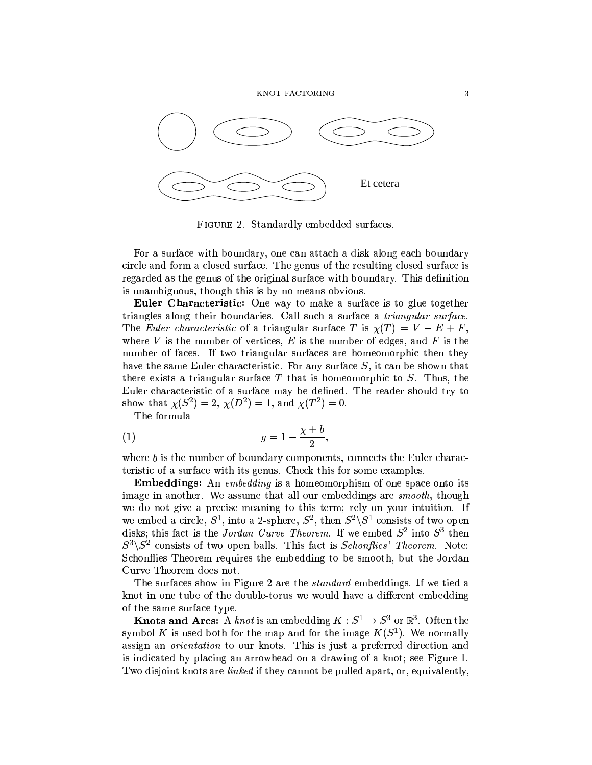Et cetera

FIGURE 2. Standardly embedded surfaces.

For a surface with boundary, one can attach a disk along each boundary circle and form a closed surface. The genus of the resulting closed surface is regarded as the genus of the original surface with boundary. This definition is unambiguous, though this is by no means obvious.

**Euler Characteristic:** One way to make a surface is to glue together triangles along their boundaries. Call such a surface a *triangular surface*. The *Euler characteristic* of a triangular surface $T$ is $\chi(T) = V - E + F$, where $V$ is the number of vertices, $E$ is the number of edges, and $F$ is the number of faces. If two triangular surfaces are homeomorphic then they have the same Euler characteristic. For any surface $S$, it can be shown that there exists a triangular surface $T$ that is homeomorphic to $S$. Thus, the Euler characteristic of a surface may be defined. The reader should try to show that $\chi(S^2) = 2$, $\chi(D^2) = 1$, and $\chi(T^2) = 0$.

The formula

$$g = 1 - \frac{\chi + b}{2}, \tag{1}$$

where $b$ is the number of boundary components, connects the Euler characteristic of a surface with its genus. Check this for some examples.

**Embeddings:** An *embedding* is a homeomorphism of one space onto its image in another. We assume that all our embeddings are *smooth*, though we do not give a precise meaning to this term; rely on your intuition. If we embed a circle, $S^1$, into a 2-sphere, $S^2$, then $S^2 \backslash S^1$ consists of two open disks; this fact is the *Jordan Curve Theorem*. If we embed $S^2$ into $S^3$ then $S^3 \backslash S^2$ consists of two open balls. This fact is *Schonflies' Theorem*. Note: Schonflies Theorem requires the embedding to be smooth, but the Jordan Curve Theorem does not.

The surfaces show in Figure 2 are the *standard* embeddings. If we tied a knot in one tube of the double-torus we would have a different embedding of the same surface type.

**Knots and Arcs:** A *knot* is an embedding $K : S^1 \to S^3$ or $\mathbb{R}^3$. Often the symbol $K$ is used both for the map and for the image $K(S^1)$. We normally assign an *orientation* to our knots. This is just a preferred direction and is indicated by placing an arrowhead on a drawing of a knot; see Figure 1. Two disjoint knots are *linked* if they cannot be pulled apart, or, equivalently,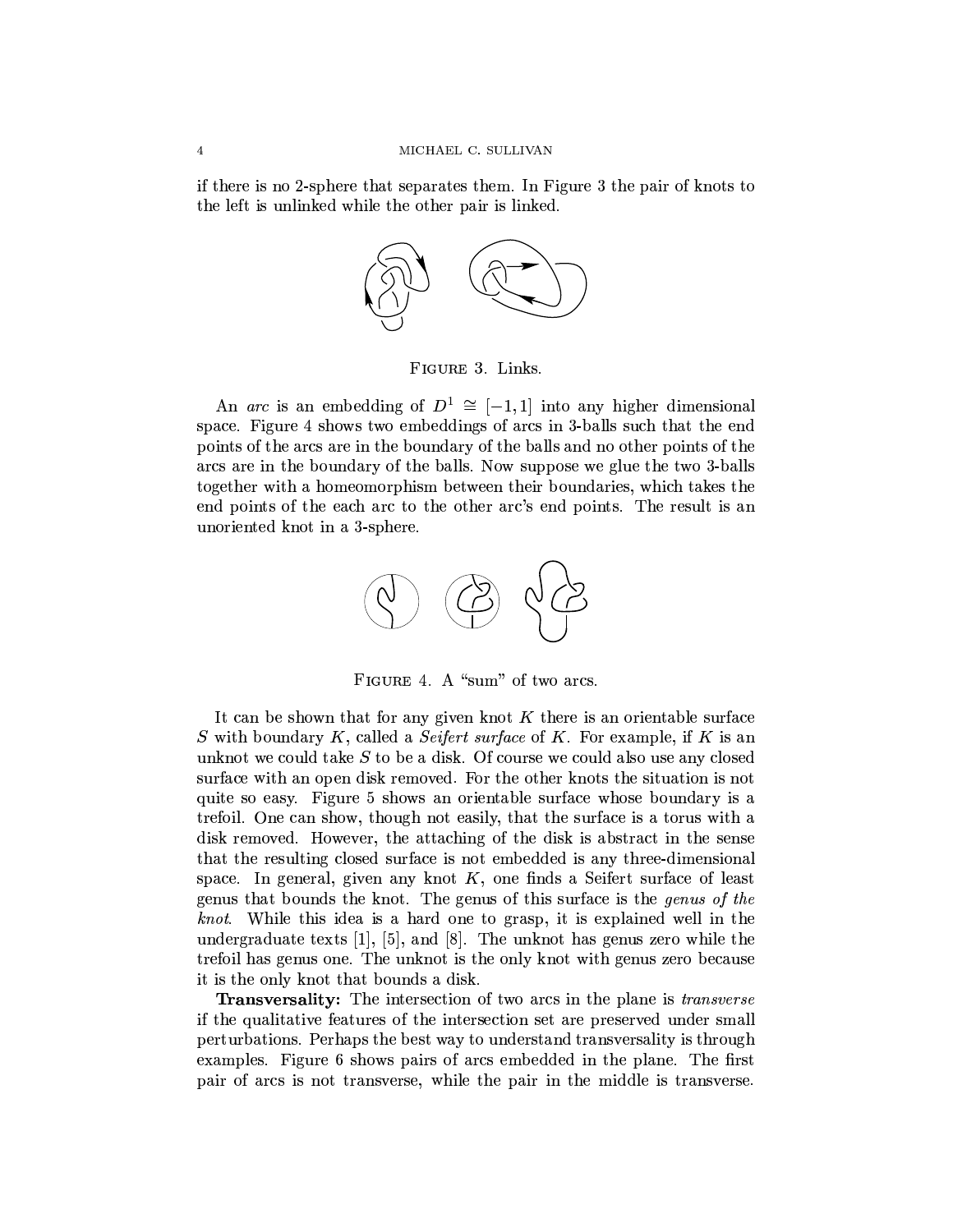if there is no 2-sphere that separates them. In Figure 3 the pair of knots to the left is unlinked while the other pair is linked.

FIGURE 3. Links.

An *arc* is an embedding of $D^1 \cong [-1,1]$ into any higher dimensional space. Figure 4 shows two embeddings of arcs in 3-balls such that the end points of the arcs are in the boundary of the balls and no other points of the arcs are in the boundary of the balls. Now suppose we glue the two 3-balls together with a homeomorphism between their boundaries, which takes the end points of the each arc to the other arc's end points. The result is an unoriented knot in a 3-sphere.

FIGURE 4. A "sum" of two arcs.

It can be shown that for any given knot $K$ there is an orientable surface $S$ with boundary $K$, called a *Seifert surface* of $K$. For example, if $K$ is an unknot we could take $S$ to be a disk. Of course we could also use any closed surface with an open disk removed. For the other knots the situation is not quite so easy. Figure 5 shows an orientable surface whose boundary is a trefoil. One can show, though not easily, that the surface is a torus with a disk removed. However, the attaching of the disk is abstract in the sense that the resulting closed surface is not embedded is any three-dimensional space. In general, given any knot $K$, one finds a Seifert surface of least genus that bounds the knot. The genus of this surface is the *genus of the knot*. While this idea is a hard one to grasp, it is explained well in the undergraduate texts [1], [5], and [8]. The unknot has genus zero while the trefoil has genus one. The unknot is the only knot with genus zero because it is the only knot that bounds a disk.

**Transversality:** The intersection of two arcs in the plane is *transverse* if the qualitative features of the intersection set are preserved under small perturbations. Perhaps the best way to understand transversality is through examples. Figure 6 shows pairs of arcs embedded in the plane. The first pair of arcs is not transverse, while the pair in the middle is transverse.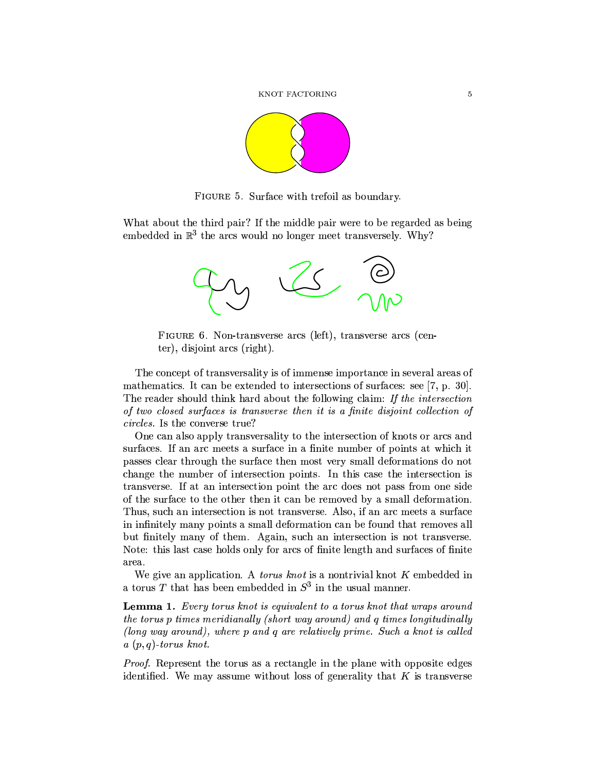FIGURE 5. Surface with trefoil as boundary.

What about the third pair? If the middle pair were to be regarded as being embedded in $\mathbb{R}^3$ the arcs would no longer meet transversely. Why?

FIGURE 6. Non-transverse arcs (left), transverse arcs (center), disjoint arcs (right).

The concept of transversality is of immense importance in several areas of mathematics. It can be extended to intersections of surfaces: see [7, p. 30]. The reader should think hard about the following claim: *If the intersection of two closed surfaces is transverse then it is a finite disjoint collection of circles.* Is the converse true?

One can also apply transversality to the intersection of knots or arcs and surfaces. If an arc meets a surface in a finite number of points at which it passes clear through the surface then most very small deformations do not change the number of intersection points. In this case the intersection is transverse. If at an intersection point the arc does not pass from one side of the surface to the other then it can be removed by a small deformation. Thus, such an intersection is not transverse. Also, if an arc meets a surface in infinitely many points a small deformation can be found that removes all but finitely many of them. Again, such an intersection is not transverse. Note: this last case holds only for arcs of finite length and surfaces of finite area.

We give an application. A *torus knot* is a nontrivial knot $K$ embedded in a torus $T$ that has been embedded in $S^3$ in the usual manner.

**Lemma 1.** *Every torus knot is equivalent to a torus knot that wraps around the torus $p$ times meridianally (short way around) and $q$ times longitudinally (long way around), where $p$ and $q$ are relatively prime. Such a knot is called a $(p, q)$-torus knot.*

*Proof.* Represent the torus as a rectangle in the plane with opposite edges identified. We may assume without loss of generality that $K$ is transverse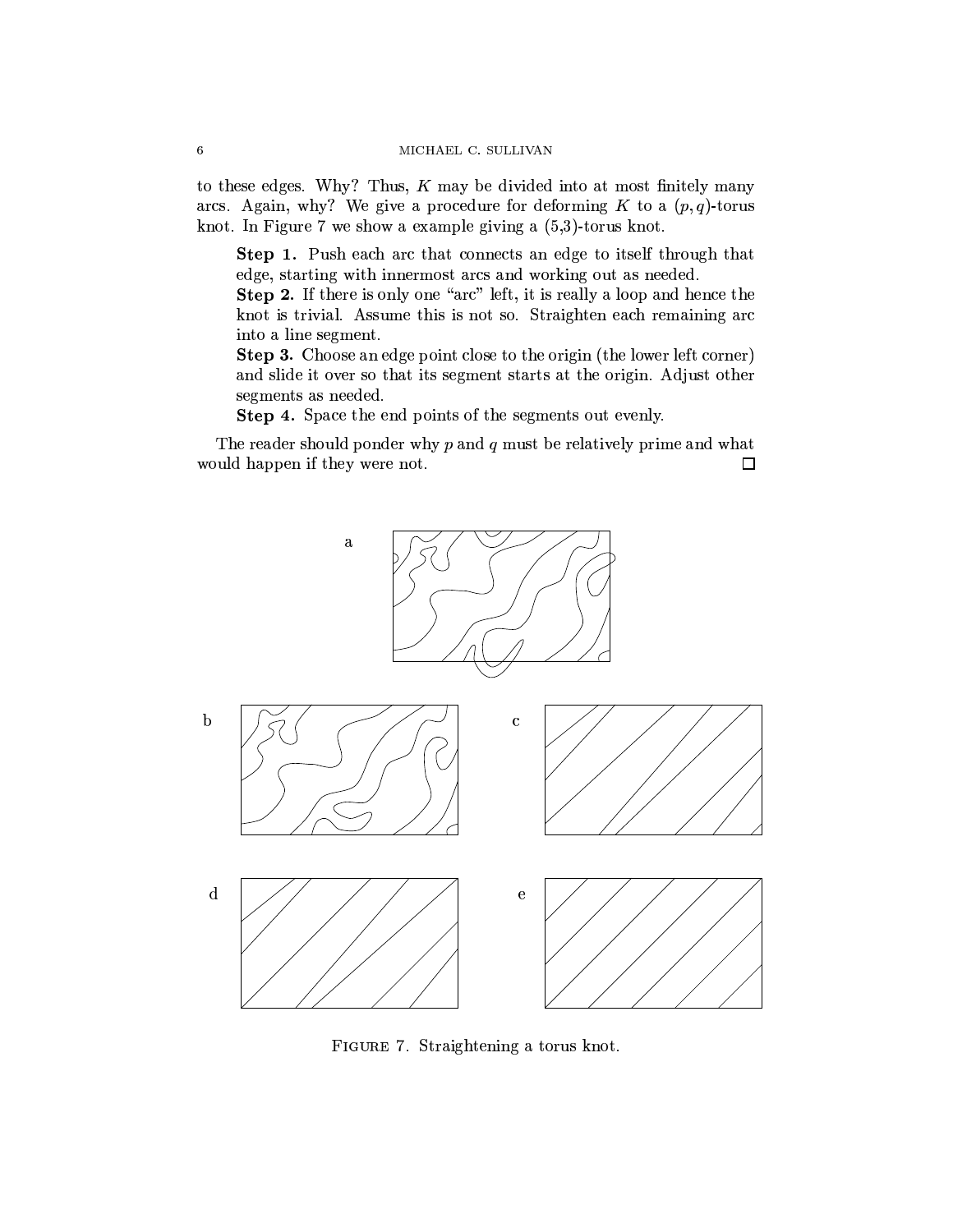to these edges. Why? Thus, $K$ may be divided into at most finitely many arcs. Again, why? We give a procedure for deforming $K$ to a $(p,q)$-torus knot. In Figure 7 we show a example giving a (5,3)-torus knot.

> **Step 1.** Push each arc that connects an edge to itself through that edge, starting with innermost arcs and working out as needed.
> **Step 2.** If there is only one "arc" left, it is really a loop and hence the knot is trivial. Assume this is not so. Straighten each remaining arc into a line segment.
> **Step 3.** Choose an edge point close to the origin (the lower left corner) and slide it over so that its segment starts at the origin. Adjust other segments as needed.
> **Step 4.** Space the end points of the segments out evenly.

The reader should ponder why $p$ and $q$ must be relatively prime and what would happen if they were not. □

FIGURE 7. Straightening a torus knot.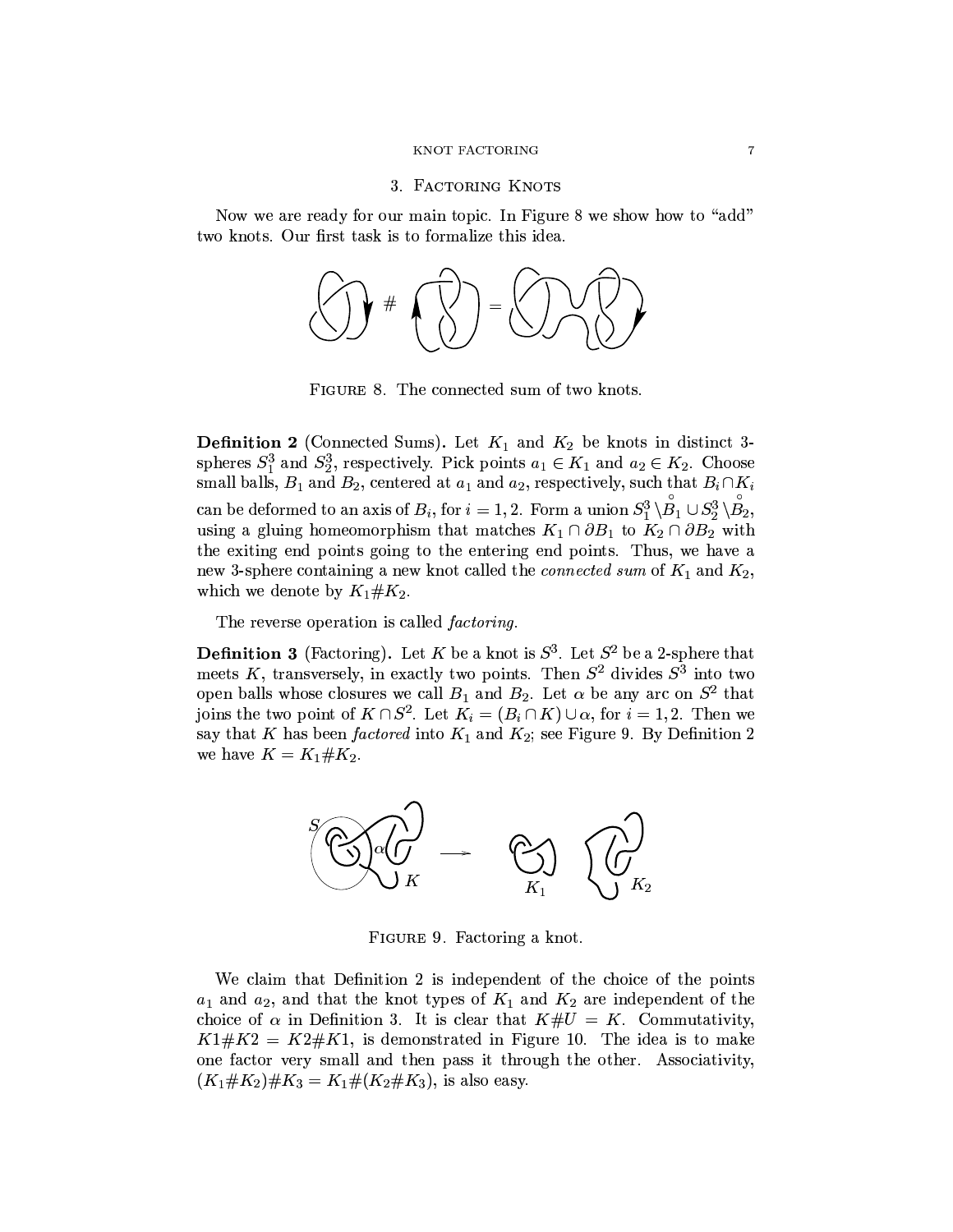## 3. Factoring Knots

Now we are ready for our main topic. In Figure 8 we show how to "add" two knots. Our first task is to formalize this idea.

Figure 8. The connected sum of two knots.

**Definition 2** (Connected Sums). Let $K_1$ and $K_2$ be knots in distinct 3-spheres $S_1^3$ and $S_2^3$, respectively. Pick points $a_1 \in K_1$ and $a_2 \in K_2$. Choose small balls, $B_1$ and $B_2$, centered at $a_1$ and $a_2$, respectively, such that $B_i \cap K_i$ can be deformed to an axis of $B_i$, for $i = 1, 2$. Form a union $S_1^3 \setminus \overset{\circ}{B}_1 \cup S_2^3 \setminus \overset{\circ}{B}_2$, using a gluing homeomorphism that matches $K_1 \cap \partial B_1$ to $K_2 \cap \partial B_2$ with the exiting end points going to the entering end points. Thus, we have a new 3-sphere containing a new knot called the *connected sum* of $K_1$ and $K_2$, which we denote by $K_1 \# K_2$.

The reverse operation is called *factoring.*

**Definition 3** (Factoring). Let $K$ be a knot is $S^3$. Let $S^2$ be a 2-sphere that meets $K$, transversely, in exactly two points. Then $S^2$ divides $S^3$ into two open balls whose closures we call $B_1$ and $B_2$. Let $\alpha$ be any arc on $S^2$ that joins the two point of $K \cap S^2$. Let $K_i = (B_i \cap K) \cup \alpha$, for $i = 1, 2$. Then we say that $K$ has been *factored* into $K_1$ and $K_2$; see Figure 9. By Definition 2 we have $K = K_1 \# K_2$.

Figure 9. Factoring a knot.

We claim that Definition 2 is independent of the choice of the points $a_1$ and $a_2$, and that the knot types of $K_1$ and $K_2$ are independent of the choice of $\alpha$ in Definition 3. It is clear that $K \# U = K$. Commutativity, $K1 \# K2 = K2 \# K1$, is demonstrated in Figure 10. The idea is to make one factor very small and then pass it through the other. Associativity, $(K_1 \# K_2) \# K_3 = K_1 \# (K_2 \# K_3)$, is also easy.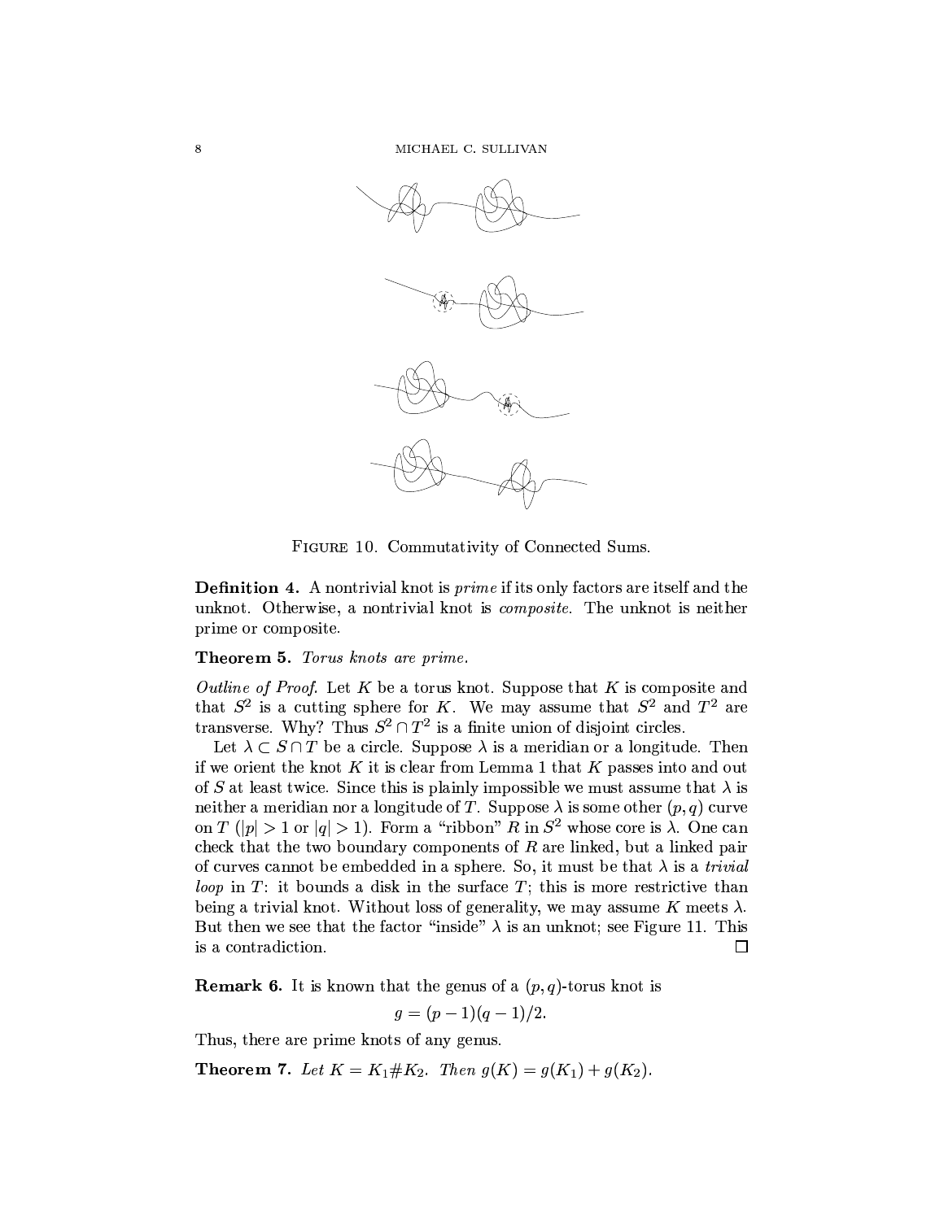FIGURE 10. Commutativity of Connected Sums.

**Definition 4.** A nontrivial knot is *prime* if its only factors are itself and the unknot. Otherwise, a nontrivial knot is *composite*. The unknot is neither prime or composite.

**Theorem 5.** *Torus knots are prime.*

*Outline of Proof.* Let $K$ be a torus knot. Suppose that $K$ is composite and that $S^2$ is a cutting sphere for $K$. We may assume that $S^2$ and $T^2$ are transverse. Why? Thus $S^2 \cap T^2$ is a finite union of disjoint circles.

Let $\lambda \subset S \cap T$ be a circle. Suppose $\lambda$ is a meridian or a longitude. Then if we orient the knot $K$ it is clear from Lemma 1 that $K$ passes into and out of $S$ at least twice. Since this is plainly impossible we must assume that $\lambda$ is neither a meridian nor a longitude of $T$. Suppose $\lambda$ is some other $(p, q)$ curve on $T$ ($|p| > 1$ or $|q| > 1$). Form a "ribbon" $R$ in $S^2$ whose core is $\lambda$. One can check that the two boundary components of $R$ are linked, but a linked pair of curves cannot be embedded in a sphere. So, it must be that $\lambda$ is a *trivial loop* in $T$: it bounds a disk in the surface $T$; this is more restrictive than being a trivial knot. Without loss of generality, we may assume $K$ meets $\lambda$. But then we see that the factor "inside" $\lambda$ is an unknot; see Figure 11. This is a contradiction. □

**Remark 6.** It is known that the genus of a $(p, q)$-torus knot is

$$g = (p - 1)(q - 1)/2.$$

Thus, there are prime knots of any genus.

**Theorem 7.** *Let $K = K_1 \# K_2$. Then $g(K) = g(K_1) + g(K_2)$.*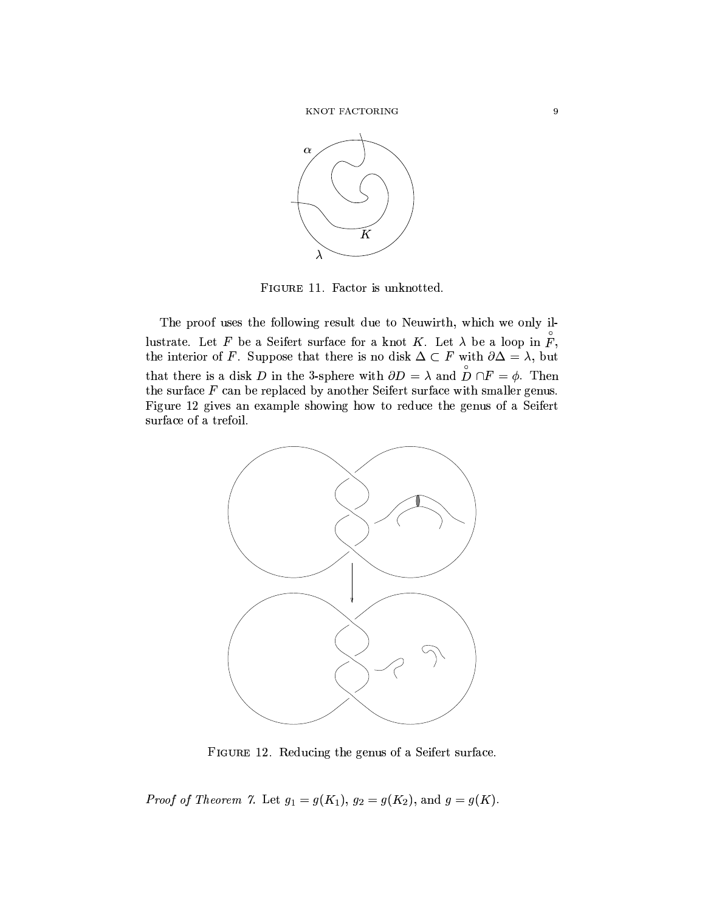FIGURE 11. Factor is unknotted.

The proof uses the following result due to Neuwirth, which we only illustrate. Let $F$ be a Seifert surface for a knot $K$. Let $\lambda$ be a loop in $\mathring{F}$, the interior of $F$. Suppose that there is no disk $\Delta \subset F$ with $\partial\Delta = \lambda$, but that there is a disk $D$ in the 3-sphere with $\partial D = \lambda$ and $\mathring{D} \cap F = \phi$. Then the surface $F$ can be replaced by another Seifert surface with smaller genus. Figure 12 gives an example showing how to reduce the genus of a Seifert surface of a trefoil.

FIGURE 12. Reducing the genus of a Seifert surface.

*Proof of Theorem 7.* Let $g_1 = g(K_1)$, $g_2 = g(K_2)$, and $g = g(K)$.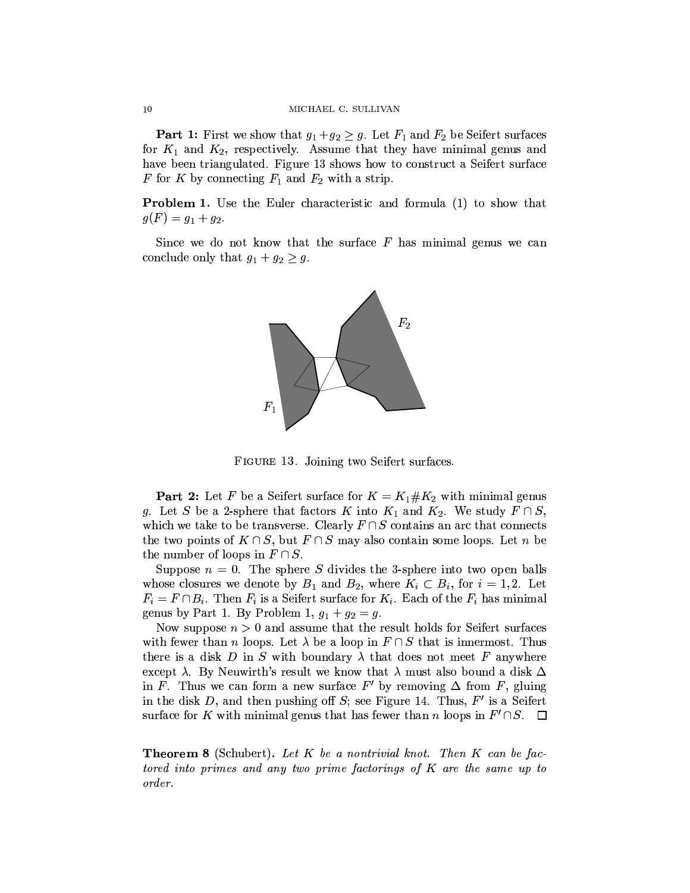**Part 1:** First we show that $g_1 + g_2 \geq g$. Let $F_1$ and $F_2$ be Seifert surfaces for $K_1$ and $K_2$, respectively. Assume that they have minimal genus and have been triangulated. Figure 13 shows how to construct a Seifert surface $F$ for $K$ by connecting $F_1$ and $F_2$ with a strip.

**Problem 1.** Use the Euler characteristic and formula (1) to show that $g(F) = g_1 + g_2$.

Since we do not know that the surface $F$ has minimal genus we can conclude only that $g_1 + g_2 \geq g$.

FIGURE 13. Joining two Seifert surfaces.

**Part 2:** Let $F$ be a Seifert surface for $K = K_1 \# K_2$ with minimal genus $g$. Let $S$ be a 2-sphere that factors $K$ into $K_1$ and $K_2$. We study $F \cap S$, which we take to be transverse. Clearly $F \cap S$ contains an arc that connects the two points of $K \cap S$, but $F \cap S$ may also contain some loops. Let $n$ be the number of loops in $F \cap S$.

Suppose $n = 0$. The sphere $S$ divides the 3-sphere into two open balls whose closures we denote by $B_1$ and $B_2$, where $K_i \subset B_i$, for $i = 1, 2$. Let $F_i = F \cap B_i$. Then $F_i$ is a Seifert surface for $K_i$. Each of the $F_i$ has minimal genus by Part 1. By Problem 1, $g_1 + g_2 = g$.

Now suppose $n > 0$ and assume that the result holds for Seifert surfaces with fewer than $n$ loops. Let $\lambda$ be a loop in $F \cap S$ that is innermost. Thus there is a disk $D$ in $S$ with boundary $\lambda$ that does not meet $F$ anywhere except $\lambda$. By Neuwirth's result we know that $\lambda$ must also bound a disk $\Delta$ in $F$. Thus we can form a new surface $F'$ by removing $\Delta$ from $F$, gluing in the disk $D$, and then pushing off $S$; see Figure 14. Thus, $F'$ is a Seifert surface for $K$ with minimal genus that has fewer than $n$ loops in $F' \cap S$. □

**Theorem 8** (Schubert). *Let $K$ be a nontrivial knot. Then $K$ can be factored into primes and any two prime factorings of $K$ are the same up to order.*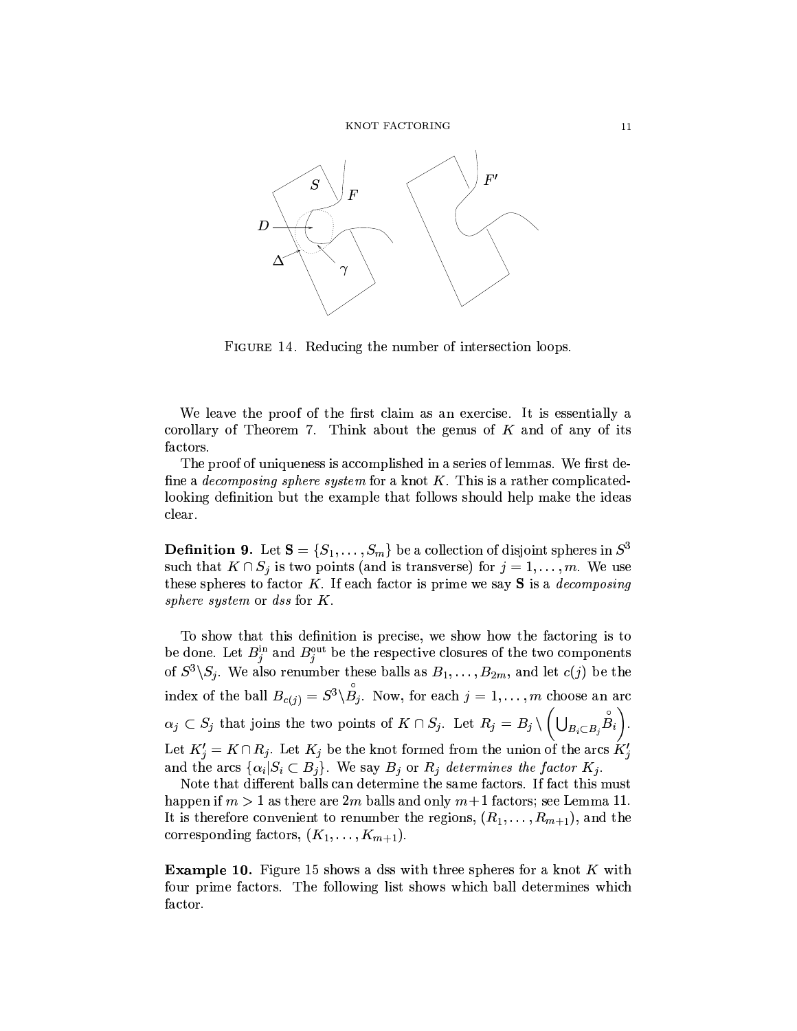FIGURE 14. Reducing the number of intersection loops.

We leave the proof of the first claim as an exercise. It is essentially a corollary of Theorem 7. Think about the genus of $K$ and of any of its factors.

The proof of uniqueness is accomplished in a series of lemmas. We first define a *decomposing sphere system* for a knot $K$. This is a rather complicated-looking definition but the example that follows should help make the ideas clear.

**Definition 9.** Let $\mathbf{S} = \{S_1, \ldots, S_m\}$ be a collection of disjoint spheres in $S^3$ such that $K \cap S_j$ is two points (and is transverse) for $j = 1, \ldots, m$. We use these spheres to factor $K$. If each factor is prime we say $\mathbf{S}$ is a *decomposing sphere system* or *dss* for $K$.

To show that this definition is precise, we show how the factoring is to be done. Let $B_j^{\text{in}}$ and $B_j^{\text{out}}$ be the respective closures of the two components of $S^3 \backslash S_j$. We also renumber these balls as $B_1, \ldots, B_{2m}$, and let $c(j)$ be the index of the ball $B_{c(j)} = S^3 \backslash \overset{\circ}{B}_j$. Now, for each $j = 1, \ldots, m$ choose an arc $\alpha_j \subset S_j$ that joins the two points of $K \cap S_j$. Let $R_j = B_j \setminus \left( \bigcup_{B_i \subset B_j} \overset{\circ}{B}_i \right)$. Let $K_j' = K \cap R_j$. Let $K_j$ be the knot formed from the union of the arcs $K_j'$ and the arcs $\{\alpha_i | S_i \subset B_j\}$. We say $B_j$ or $R_j$ *determines the factor* $K_j$.

Note that different balls can determine the same factors. If fact this must happen if $m > 1$ as there are $2m$ balls and only $m+1$ factors; see Lemma 11. It is therefore convenient to renumber the regions, $(R_1, \ldots, R_{m+1})$, and the corresponding factors, $(K_1, \ldots, K_{m+1})$.

**Example 10.** Figure 15 shows a dss with three spheres for a knot $K$ with four prime factors. The following list shows which ball determines which factor.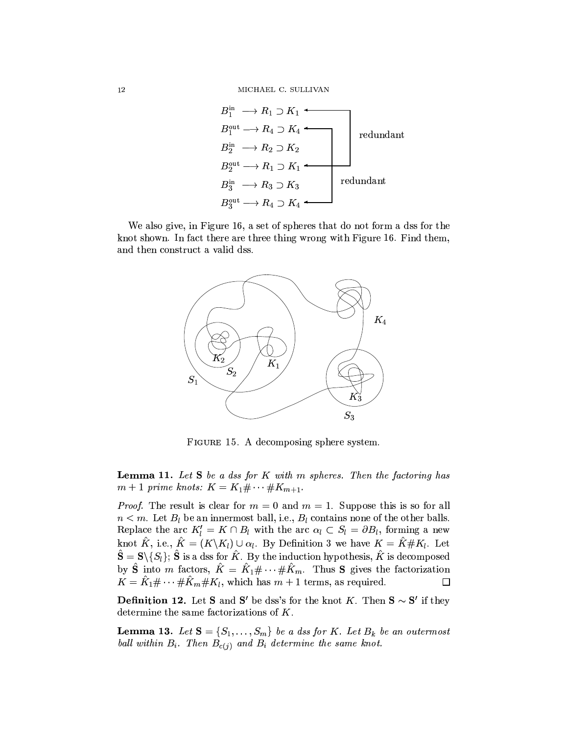$$
\begin{aligned}
B_1^{\text{in}} &\longrightarrow R_1 \supset K_1 \\
B_1^{\text{out}} &\longrightarrow R_4 \supset K_4 \\
B_2^{\text{in}} &\longrightarrow R_2 \supset K_2 \\
B_2^{\text{out}} &\longrightarrow R_1 \supset K_1 \\
B_3^{\text{in}} &\longrightarrow R_3 \supset K_3 \\
B_3^{\text{out}} &\longrightarrow R_4 \supset K_4
\end{aligned}
$$

(The entries $B_1^{\text{in}}$ and $B_2^{\text{out}}$ are marked "redundant"; the entries $B_1^{\text{out}}$ and $B_3^{\text{out}}$ are marked "redundant".)

We also give, in Figure 16, a set of spheres that do not form a dss for the knot shown. In fact there are three thing wrong with Figure 16. Find them, and then construct a valid dss.

Figure 15. A decomposing sphere system.

**Lemma 11.** *Let* $\mathbf{S}$ *be a dss for* $K$ *with* $m$ *spheres. Then the factoring has* $m+1$ *prime knots:* $K = K_1 \# \cdots \# K_{m+1}$.

*Proof.* The result is clear for $m = 0$ and $m = 1$. Suppose this is so for all $n < m$. Let $B_l$ be an innermost ball, i.e., $B_l$ contains none of the other balls. Replace the arc $K_l' = K \cap B_l$ with the arc $\alpha_l \subset S_l = \partial B_l$, forming a new knot $\hat{K}$, i.e., $\hat{K} = (K \backslash K_l) \cup \alpha_l$. By Definition 3 we have $K = \hat{K} \# K_l$. Let $\hat{\mathbf{S}} = \mathbf{S} \backslash \{S_l\}$; $\hat{\mathbf{S}}$ is a dss for $\hat{K}$. By the induction hypothesis, $\hat{K}$ is decomposed by $\hat{\mathbf{S}}$ into $m$ factors, $\hat{K} = \hat{K}_1 \# \cdots \# \hat{K}_m$. Thus $\mathbf{S}$ gives the factorization $K = \hat{K}_1 \# \cdots \# \hat{K}_m \# K_l$, which has $m+1$ terms, as required. $\square$

**Definition 12.** Let $\mathbf{S}$ and $\mathbf{S}'$ be dss's for the knot $K$. Then $\mathbf{S} \sim \mathbf{S}'$ if they determine the same factorizations of $K$.

**Lemma 13.** *Let* $\mathbf{S} = \{S_1, \ldots, S_m\}$ *be a dss for* $K$. *Let* $B_k$ *be an outermost ball within* $B_i$. *Then* $B_{c(j)}$ *and* $B_i$ *determine the same knot.*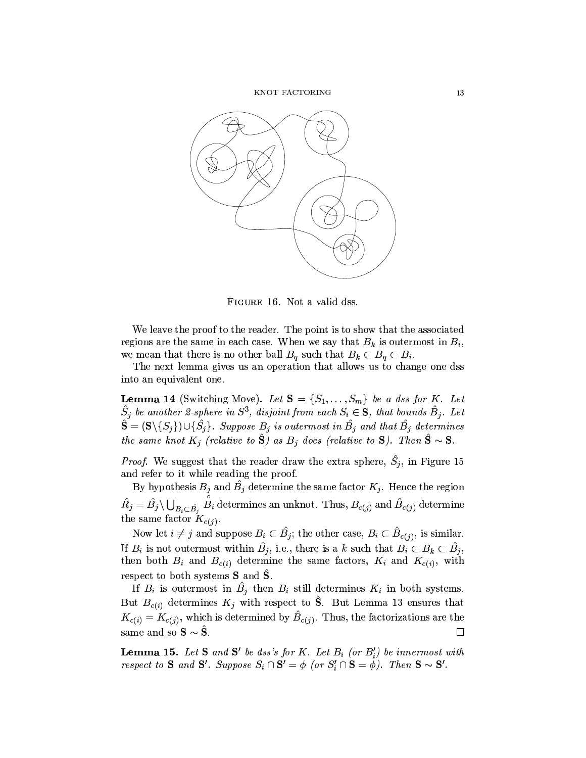Figure 16. Not a valid dss.

We leave the proof to the reader. The point is to show that the associated regions are the same in each case. When we say that $B_k$ is outermost in $B_i$, we mean that there is no other ball $B_q$ such that $B_k \subset B_q \subset B_i$.

The next lemma gives us an operation that allows us to change one dss into an equivalent one.

**Lemma 14** (Switching Move)**.** *Let $\mathbf{S} = \{S_1, \ldots, S_m\}$ be a dss for $K$. Let $\hat{S}_j$ be another 2-sphere in $S^3$, disjoint from each $S_i \in \mathbf{S}$, that bounds $\hat{B}_j$. Let $\hat{\mathbf{S}} = (\mathbf{S} \backslash \{S_j\}) \cup \{\hat{S}_j\}$. Suppose $B_j$ is outermost in $\hat{B}_j$ and that $\hat{B}_j$ determines the same knot $K_j$ (relative to $\hat{\mathbf{S}}$) as $B_j$ does (relative to $\mathbf{S}$). Then $\hat{\mathbf{S}} \sim \mathbf{S}$.*

*Proof.* We suggest that the reader draw the extra sphere, $\hat{S}_j$, in Figure 15 and refer to it while reading the proof.

By hypothesis $B_j$ and $\hat{B}_j$ determine the same factor $K_j$. Hence the region $\hat{R}_j = \hat{B}_j \backslash \bigcup_{B_i \subset \hat{B}_j} \overset{\circ}{B}_i$ determines an unknot. Thus, $B_{c(j)}$ and $\hat{B}_{c(j)}$ determine the same factor $K_{c(j)}$.

Now let $i \neq j$ and suppose $B_i \subset \hat{B}_j$; the other case, $B_i \subset \hat{B}_{c(j)}$, is similar. If $B_i$ is not outermost within $\hat{B}_j$, i.e., there is a $k$ such that $B_i \subset B_k \subset \hat{B}_j$, then both $B_i$ and $B_{c(i)}$ determine the same factors, $K_i$ and $K_{c(i)}$, with respect to both systems $\mathbf{S}$ and $\hat{\mathbf{S}}$.

If $B_i$ is outermost in $\hat{B}_j$ then $B_i$ still determines $K_i$ in both systems. But $B_{c(i)}$ determines $K_j$ with respect to $\hat{\mathbf{S}}$. But Lemma 13 ensures that $K_{c(i)} = K_{c(j)}$, which is determined by $\hat{B}_{c(j)}$. Thus, the factorizations are the same and so $\mathbf{S} \sim \hat{\mathbf{S}}$. $\square$

**Lemma 15.** *Let $\mathbf{S}$ and $\mathbf{S}'$ be dss's for $K$. Let $B_i$ (or $B_i'$) be innermost with respect to $\mathbf{S}$ and $\mathbf{S}'$. Suppose $S_i \cap \mathbf{S}' = \phi$ (or $S_i' \cap \mathbf{S} = \phi$). Then $\mathbf{S} \sim \mathbf{S}'$.*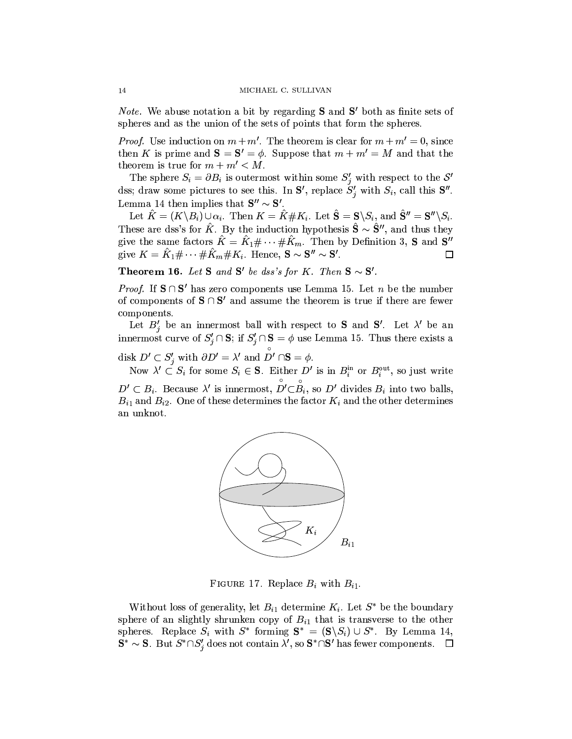*Note.* We abuse notation a bit by regarding $\mathbf{S}$ and $\mathbf{S}'$ both as finite sets of spheres and as the union of the sets of points that form the spheres.

*Proof.* Use induction on $m+m'$. The theorem is clear for $m+m'=0$, since then $K$ is prime and $\mathbf{S}=\mathbf{S}'=\phi$. Suppose that $m+m'=M$ and that the theorem is true for $m+m'<M$.

The sphere $S_i=\partial B_i$ is outermost within some $S_j'$ with respect to the $\mathcal{S}'$ dss; draw some pictures to see this. In $\mathbf{S}'$, replace $S_j'$ with $S_i$, call this $\mathbf{S}''$. Lemma 14 then implies that $\mathbf{S}''\sim\mathbf{S}'$.

Let $\hat{K}=(K\backslash B_i)\cup\alpha_i$. Then $K=\hat{K}\#K_i$. Let $\hat{\mathbf{S}}=\mathbf{S}\backslash S_i$, and $\hat{\mathbf{S}}''=\mathbf{S}''\backslash S_i$. These are dss's for $\hat{K}$. By the induction hypothesis $\hat{\mathbf{S}}\sim\hat{\mathbf{S}}''$, and thus they give the same factors $\hat{K}=\hat{K}_1\#\cdots\#\hat{K}_m$. Then by Definition 3, $\mathbf{S}$ and $\mathbf{S}''$ give $K=\hat{K}_1\#\cdots\#\hat{K}_m\#K_i$. Hence, $\mathbf{S}\sim\mathbf{S}''\sim\mathbf{S}'$. □

**Theorem 16.** *Let $\mathbf{S}$ and $\mathbf{S}'$ be dss's for $K$. Then $\mathbf{S}\sim\mathbf{S}'$.*

*Proof.* If $\mathbf{S}\cap\mathbf{S}'$ has zero components use Lemma 15. Let $n$ be the number of components of $\mathbf{S}\cap\mathbf{S}'$ and assume the theorem is true if there are fewer components.

Let $B_j'$ be an innermost ball with respect to $\mathbf{S}$ and $\mathbf{S}'$. Let $\lambda'$ be an innermost curve of $S_j'\cap\mathbf{S}$; if $S_j'\cap\mathbf{S}=\phi$ use Lemma 15. Thus there exists a disk $D'\subset S_j'$ with $\partial D'=\lambda'$ and $\overset{\circ}{D'}\cap\mathbf{S}=\phi$.

Now $\lambda'\subset S_i$ for some $S_i\in\mathbf{S}$. Either $D'$ is in $B_i^{\text{in}}$ or $B_i^{\text{out}}$, so just write $D'\subset B_i$. Because $\lambda'$ is innermost, $\overset{\circ}{D'}\subset\overset{\circ}{B_i}$, so $D'$ divides $B_i$ into two balls, $B_{i1}$ and $B_{i2}$. One of these determines the factor $K_i$ and the other determines an unknot.

FIGURE 17. Replace $B_i$ with $B_{i1}$.

Without loss of generality, let $B_{i1}$ determine $K_i$. Let $S^*$ be the boundary sphere of an slightly shrunken copy of $B_{i1}$ that is transverse to the other spheres. Replace $S_i$ with $S^*$ forming $\mathbf{S}^*=(\mathbf{S}\backslash S_i)\cup S^*$. By Lemma 14, $\mathbf{S}^*\sim\mathbf{S}$. But $S^*\cap S_j'$ does not contain $\lambda'$, so $\mathbf{S}^*\cap\mathbf{S}'$ has fewer components. □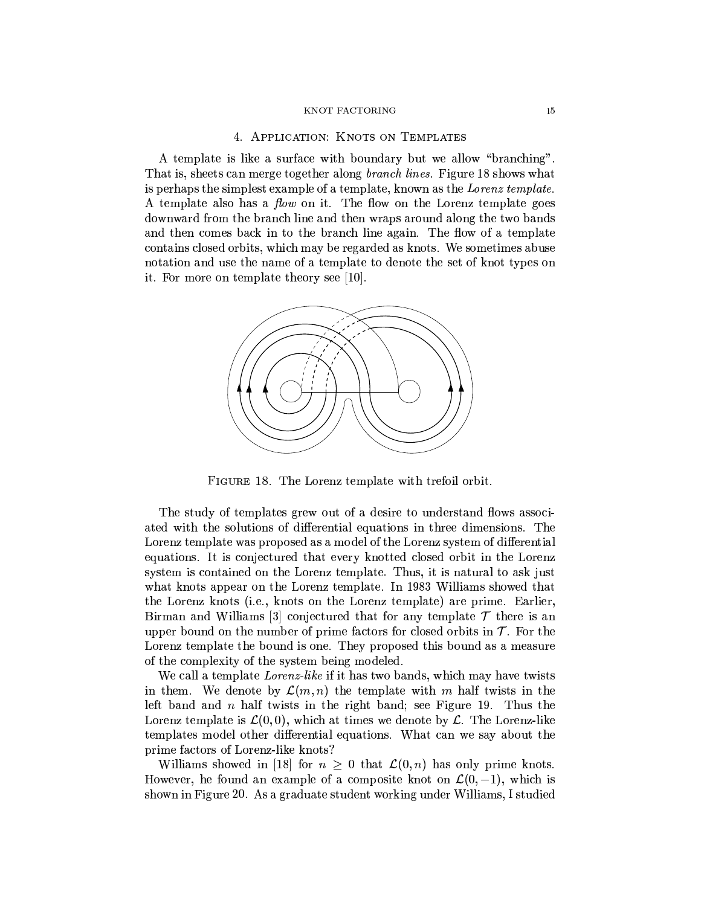## 4. Application: Knots on Templates

A template is like a surface with boundary but we allow "branching". That is, sheets can merge together along *branch lines*. Figure 18 shows what is perhaps the simplest example of a template, known as the *Lorenz template*. A template also has a *flow* on it. The flow on the Lorenz template goes downward from the branch line and then wraps around along the two bands and then comes back in to the branch line again. The flow of a template contains closed orbits, which may be regarded as knots. We sometimes abuse notation and use the name of a template to denote the set of knot types on it. For more on template theory see [10].

Figure 18. The Lorenz template with trefoil orbit.

The study of templates grew out of a desire to understand flows associated with the solutions of differential equations in three dimensions. The Lorenz template was proposed as a model of the Lorenz system of differential equations. It is conjectured that every knotted closed orbit in the Lorenz system is contained on the Lorenz template. Thus, it is natural to ask just what knots appear on the Lorenz template. In 1983 Williams showed that the Lorenz knots (i.e., knots on the Lorenz template) are prime. Earlier, Birman and Williams [3] conjectured that for any template $\mathcal{T}$ there is an upper bound on the number of prime factors for closed orbits in $\mathcal{T}$. For the Lorenz template the bound is one. They proposed this bound as a measure of the complexity of the system being modeled.

We call a template *Lorenz-like* if it has two bands, which may have twists in them. We denote by $\mathcal{L}(m, n)$ the template with $m$ half twists in the left band and $n$ half twists in the right band; see Figure 19. Thus the Lorenz template is $\mathcal{L}(0, 0)$, which at times we denote by $\mathcal{L}$. The Lorenz-like templates model other differential equations. What can we say about the prime factors of Lorenz-like knots?

Williams showed in [18] for $n \geq 0$ that $\mathcal{L}(0, n)$ has only prime knots. However, he found an example of a composite knot on $\mathcal{L}(0, -1)$, which is shown in Figure 20. As a graduate student working under Williams, I studied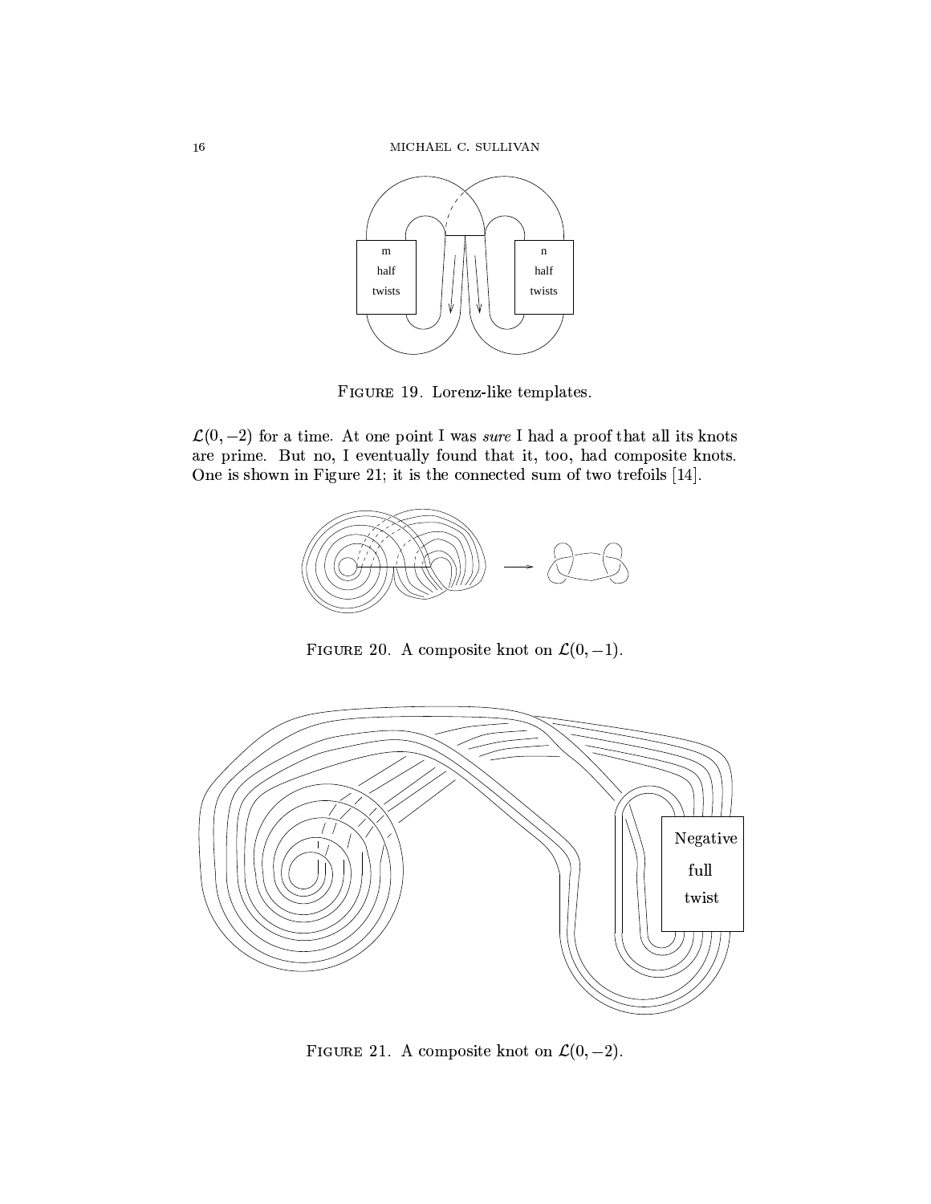FIGURE 19. Lorenz-like templates.

$\mathcal{L}(0, -2)$ for a time. At one point I was *sure* I had a proof that all its knots are prime. But no, I eventually found that it, too, had composite knots. One is shown in Figure 21; it is the connected sum of two trefoils [14].

FIGURE 20. A composite knot on $\mathcal{L}(0, -1)$.

FIGURE 21. A composite knot on $\mathcal{L}(0, -2)$.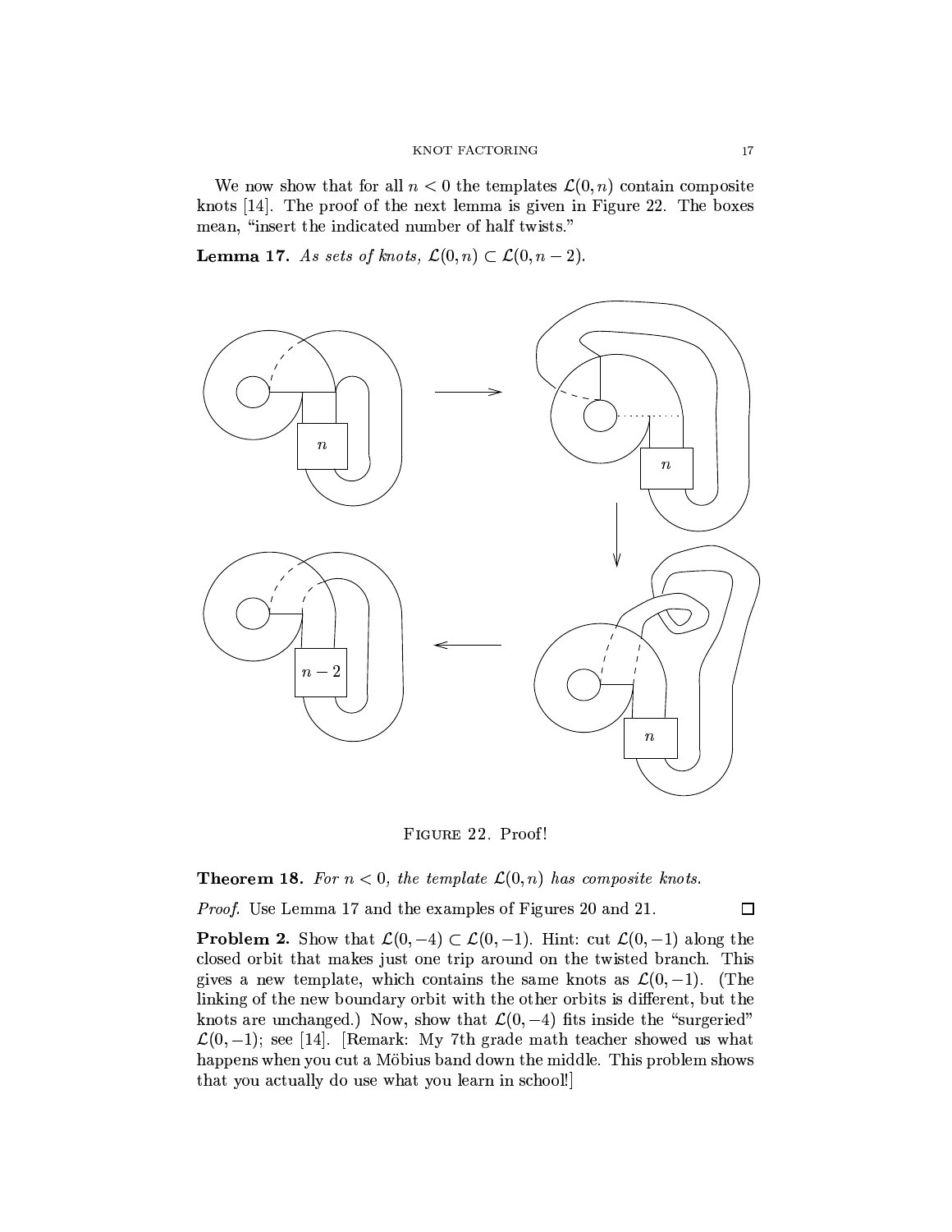We now show that for all $n < 0$ the templates $\mathcal{L}(0, n)$ contain composite knots [14]. The proof of the next lemma is given in Figure 22. The boxes mean, "insert the indicated number of half twists."

**Lemma 17.** *As sets of knots,* $\mathcal{L}(0, n) \subset \mathcal{L}(0, n-2)$.

Figure 22. Proof!

**Theorem 18.** *For* $n < 0$*, the template* $\mathcal{L}(0, n)$ *has composite knots.*

*Proof.* Use Lemma 17 and the examples of Figures 20 and 21. □

**Problem 2.** Show that $\mathcal{L}(0, -4) \subset \mathcal{L}(0, -1)$. Hint: cut $\mathcal{L}(0, -1)$ along the closed orbit that makes just one trip around on the twisted branch. This gives a new template, which contains the same knots as $\mathcal{L}(0, -1)$. (The linking of the new boundary orbit with the other orbits is different, but the knots are unchanged.) Now, show that $\mathcal{L}(0, -4)$ fits inside the "surgeried" $\mathcal{L}(0, -1)$; see [14]. [Remark: My 7th grade math teacher showed us what happens when you cut a Möbius band down the middle. This problem shows that you actually do use what you learn in school!]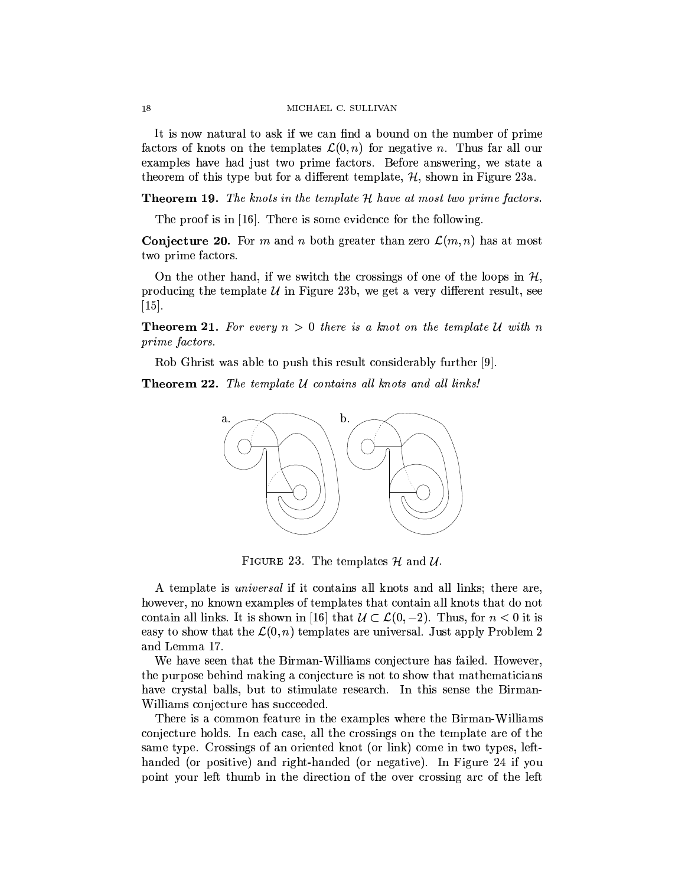It is now natural to ask if we can find a bound on the number of prime factors of knots on the templates $\mathcal{L}(0, n)$ for negative $n$. Thus far all our examples have had just two prime factors. Before answering, we state a theorem of this type but for a different template, $\mathcal{H}$, shown in Figure 23a.

**Theorem 19.** *The knots in the template $\mathcal{H}$ have at most two prime factors.*

The proof is in [16]. There is some evidence for the following.

**Conjecture 20.** For $m$ and $n$ both greater than zero $\mathcal{L}(m, n)$ has at most two prime factors.

On the other hand, if we switch the crossings of one of the loops in $\mathcal{H}$, producing the template $\mathcal{U}$ in Figure 23b, we get a very different result, see [15].

**Theorem 21.** *For every $n > 0$ there is a knot on the template $\mathcal{U}$ with $n$ prime factors.*

Rob Ghrist was able to push this result considerably further [9].

**Theorem 22.** *The template $\mathcal{U}$ contains all knots and all links!*

FIGURE 23. The templates $\mathcal{H}$ and $\mathcal{U}$.

A template is *universal* if it contains all knots and all links; there are, however, no known examples of templates that contain all knots that do not contain all links. It is shown in [16] that $\mathcal{U} \subset \mathcal{L}(0, -2)$. Thus, for $n < 0$ it is easy to show that the $\mathcal{L}(0, n)$ templates are universal. Just apply Problem 2 and Lemma 17.

We have seen that the Birman-Williams conjecture has failed. However, the purpose behind making a conjecture is not to show that mathematicians have crystal balls, but to stimulate research. In this sense the Birman-Williams conjecture has succeeded.

There is a common feature in the examples where the Birman-Williams conjecture holds. In each case, all the crossings on the template are of the same type. Crossings of an oriented knot (or link) come in two types, left-handed (or positive) and right-handed (or negative). In Figure 24 if you point your left thumb in the direction of the over crossing arc of the left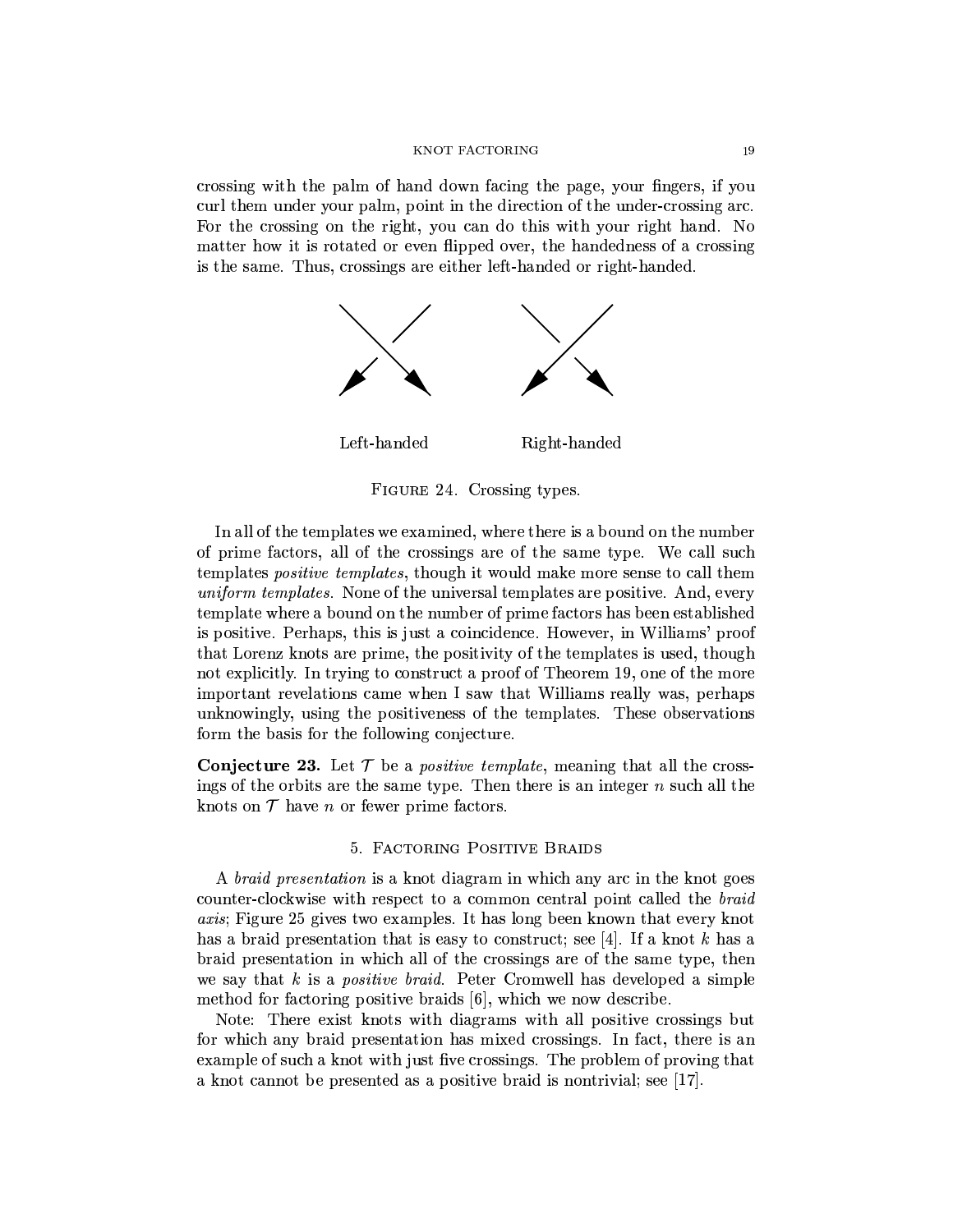crossing with the palm of hand down facing the page, your fingers, if you curl them under your palm, point in the direction of the under-crossing arc. For the crossing on the right, you can do this with your right hand. No matter how it is rotated or even flipped over, the handedness of a crossing is the same. Thus, crossings are either left-handed or right-handed.

Left-handed Right-handed

FIGURE 24. Crossing types.

In all of the templates we examined, where there is a bound on the number of prime factors, all of the crossings are of the same type. We call such templates *positive templates*, though it would make more sense to call them *uniform templates*. None of the universal templates are positive. And, every template where a bound on the number of prime factors has been established is positive. Perhaps, this is just a coincidence. However, in Williams' proof that Lorenz knots are prime, the positivity of the templates is used, though not explicitly. In trying to construct a proof of Theorem 19, one of the more important revelations came when I saw that Williams really was, perhaps unknowingly, using the positiveness of the templates. These observations form the basis for the following conjecture.

**Conjecture 23.** Let $\mathcal{T}$ be a *positive template*, meaning that all the crossings of the orbits are the same type. Then there is an integer $n$ such all the knots on $\mathcal{T}$ have $n$ or fewer prime factors.

## 5. Factoring Positive Braids

A *braid presentation* is a knot diagram in which any arc in the knot goes counter-clockwise with respect to a common central point called the *braid axis*; Figure 25 gives two examples. It has long been known that every knot has a braid presentation that is easy to construct; see [4]. If a knot $k$ has a braid presentation in which all of the crossings are of the same type, then we say that $k$ is a *positive braid*. Peter Cromwell has developed a simple method for factoring positive braids [6], which we now describe.

Note: There exist knots with diagrams with all positive crossings but for which any braid presentation has mixed crossings. In fact, there is an example of such a knot with just five crossings. The problem of proving that a knot cannot be presented as a positive braid is nontrivial; see [17].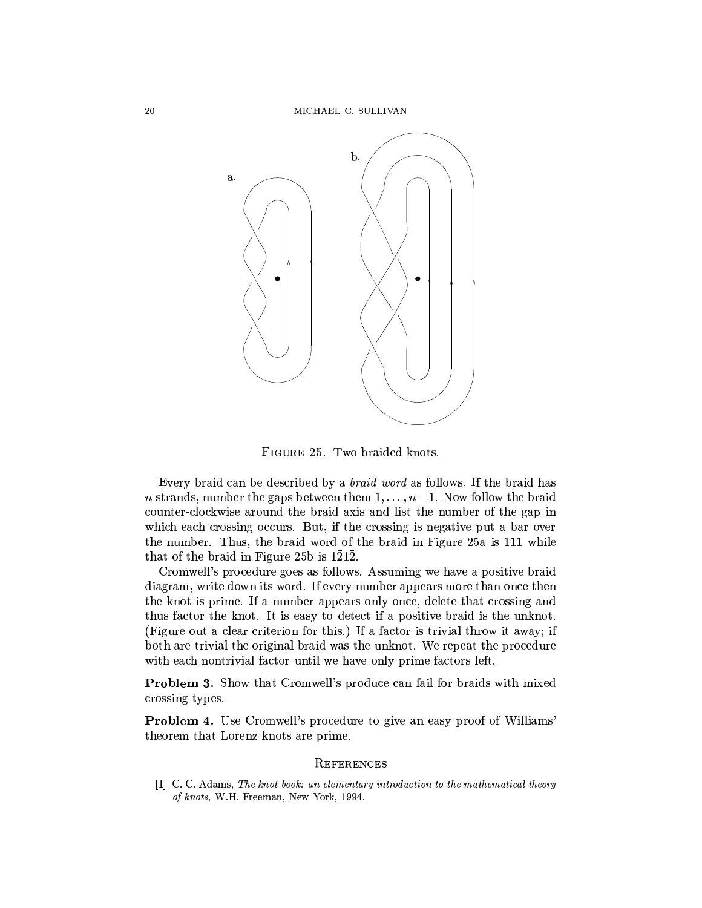Figure 25. Two braided knots.

Every braid can be described by a *braid word* as follows. If the braid has $n$ strands, number the gaps between them $1, \ldots, n-1$. Now follow the braid counter-clockwise around the braid axis and list the number of the gap in which each crossing occurs. But, if the crossing is negative put a bar over the number. Thus, the braid word of the braid in Figure 25a is 111 while that of the braid in Figure 25b is $1\bar{2}1\bar{2}$.

Cromwell's procedure goes as follows. Assuming we have a positive braid diagram, write down its word. If every number appears more than once then the knot is prime. If a number appears only once, delete that crossing and thus factor the knot. It is easy to detect if a positive braid is the unknot. (Figure out a clear criterion for this.) If a factor is trivial throw it away; if both are trivial the original braid was the unknot. We repeat the procedure with each nontrivial factor until we have only prime factors left.

**Problem 3.** Show that Cromwell's produce can fail for braids with mixed crossing types.

**Problem 4.** Use Cromwell's procedure to give an easy proof of Williams' theorem that Lorenz knots are prime.

## References

[1] C. C. Adams, *The knot book: an elementary introduction to the mathematical theory of knots*, W.H. Freeman, New York, 1994.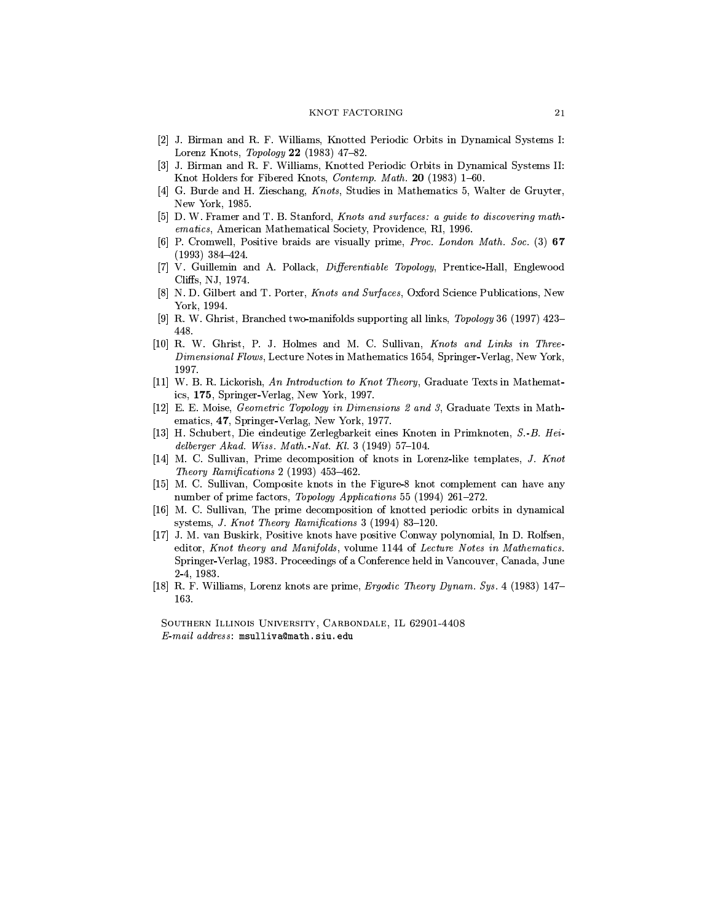[2] J. Birman and R. F. Williams, Knotted Periodic Orbits in Dynamical Systems I: Lorenz Knots, *Topology* **22** (1983) 47–82.

[3] J. Birman and R. F. Williams, Knotted Periodic Orbits in Dynamical Systems II: Knot Holders for Fibered Knots, *Contemp. Math.* **20** (1983) 1–60.

[4] G. Burde and H. Zieschang, *Knots*, Studies in Mathematics 5, Walter de Gruyter, New York, 1985.

[5] D. W. Framer and T. B. Stanford, *Knots and surfaces: a guide to discovering mathematics*, American Mathematical Society, Providence, RI, 1996.

[6] P. Cromwell, Positive braids are visually prime, *Proc. London Math. Soc.* (3) **67** (1993) 384–424.

[7] V. Guillemin and A. Pollack, *Differentiable Topology*, Prentice-Hall, Englewood Cliffs, NJ, 1974.

[8] N. D. Gilbert and T. Porter, *Knots and Surfaces*, Oxford Science Publications, New York, 1994.

[9] R. W. Ghrist, Branched two-manifolds supporting all links, *Topology* 36 (1997) 423–448.

[10] R. W. Ghrist, P. J. Holmes and M. C. Sullivan, *Knots and Links in Three-Dimensional Flows*, Lecture Notes in Mathematics 1654, Springer-Verlag, New York, 1997.

[11] W. B. R. Lickorish, *An Introduction to Knot Theory*, Graduate Texts in Mathematics, **175**, Springer-Verlag, New York, 1997.

[12] E. E. Moise, *Geometric Topology in Dimensions 2 and 3*, Graduate Texts in Mathematics, **47**, Springer-Verlag, New York, 1977.

[13] H. Schubert, Die eindeutige Zerlegbarkeit eines Knoten in Primknoten, *S.-B. Heidelberger Akad. Wiss. Math.-Nat. Kl.* 3 (1949) 57–104.

[14] M. C. Sullivan, Prime decomposition of knots in Lorenz-like templates, *J. Knot Theory Ramifications* 2 (1993) 453–462.

[15] M. C. Sullivan, Composite knots in the Figure-8 knot complement can have any number of prime factors, *Topology Applications* 55 (1994) 261–272.

[16] M. C. Sullivan, The prime decomposition of knotted periodic orbits in dynamical systems, *J. Knot Theory Ramifications* 3 (1994) 83–120.

[17] J. M. van Buskirk, Positive knots have positive Conway polynomial, In D. Rolfsen, editor, *Knot theory and Manifolds*, volume 1144 of *Lecture Notes in Mathematics*. Springer-Verlag, 1983. Proceedings of a Conference held in Vancouver, Canada, June 2-4, 1983.

[18] R. F. Williams, Lorenz knots are prime, *Ergodic Theory Dynam. Sys.* 4 (1983) 147–163.

Southern Illinois University, Carbondale, IL 62901-4408
*E-mail address*: `msulliva@math.siu.edu`